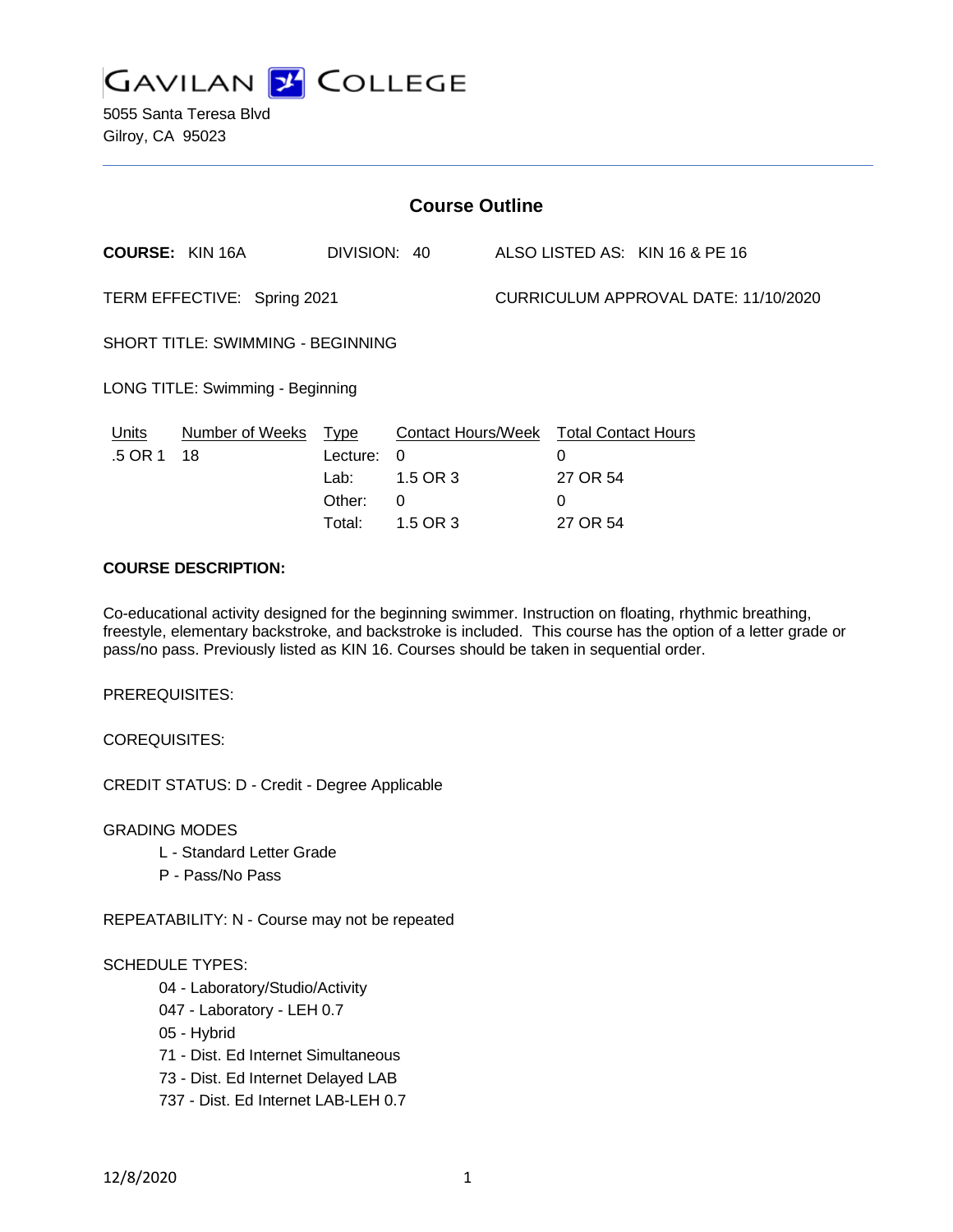# GAVILAN COLLEGE

5055 Santa Teresa Blvd
Gilroy, CA 95023

## Course Outline

**COURSE:** KIN 16A DIVISION: 40 ALSO LISTED AS: KIN 16 & PE 16

TERM EFFECTIVE: Spring 2021 CURRICULUM APPROVAL DATE: 11/10/2020

SHORT TITLE: SWIMMING - BEGINNING

LONG TITLE: Swimming - Beginning

| Units | Number of Weeks | Type | Contact Hours/Week | Total Contact Hours |
|---|---|---|---|---|
| .5 OR 1 | 18 | Lecture: | 0 | 0 |
| | | Lab: | 1.5 OR 3 | 27 OR 54 |
| | | Other: | 0 | 0 |
| | | Total: | 1.5 OR 3 | 27 OR 54 |

**COURSE DESCRIPTION:**

Co-educational activity designed for the beginning swimmer. Instruction on floating, rhythmic breathing, freestyle, elementary backstroke, and backstroke is included. This course has the option of a letter grade or pass/no pass. Previously listed as KIN 16. Courses should be taken in sequential order.

PREREQUISITES:

COREQUISITES:

CREDIT STATUS: D - Credit - Degree Applicable

GRADING MODES

- L - Standard Letter Grade
- P - Pass/No Pass

REPEATABILITY: N - Course may not be repeated

SCHEDULE TYPES:

- 04 - Laboratory/Studio/Activity
- 047 - Laboratory - LEH 0.7
- 05 - Hybrid
- 71 - Dist. Ed Internet Simultaneous
- 73 - Dist. Ed Internet Delayed LAB
- 737 - Dist. Ed Internet LAB-LEH 0.7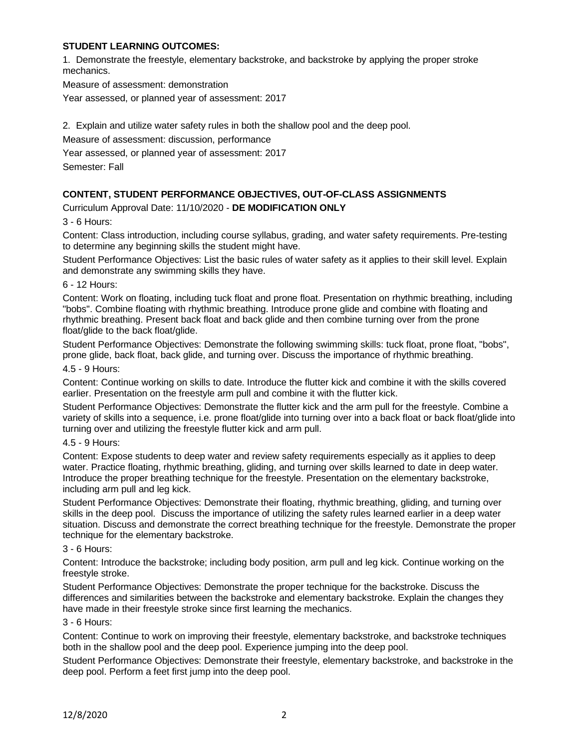**STUDENT LEARNING OUTCOMES:**

1. Demonstrate the freestyle, elementary backstroke, and backstroke by applying the proper stroke mechanics.

Measure of assessment: demonstration

Year assessed, or planned year of assessment: 2017

2. Explain and utilize water safety rules in both the shallow pool and the deep pool.

Measure of assessment: discussion, performance

Year assessed, or planned year of assessment: 2017

Semester: Fall

**CONTENT, STUDENT PERFORMANCE OBJECTIVES, OUT-OF-CLASS ASSIGNMENTS**

Curriculum Approval Date: 11/10/2020 - **DE MODIFICATION ONLY**

3 - 6 Hours:

Content: Class introduction, including course syllabus, grading, and water safety requirements. Pre-testing to determine any beginning skills the student might have.

Student Performance Objectives: List the basic rules of water safety as it applies to their skill level. Explain and demonstrate any swimming skills they have.

6 - 12 Hours:

Content: Work on floating, including tuck float and prone float. Presentation on rhythmic breathing, including "bobs". Combine floating with rhythmic breathing. Introduce prone glide and combine with floating and rhythmic breathing. Present back float and back glide and then combine turning over from the prone float/glide to the back float/glide.

Student Performance Objectives: Demonstrate the following swimming skills: tuck float, prone float, "bobs", prone glide, back float, back glide, and turning over. Discuss the importance of rhythmic breathing.

4.5 - 9 Hours:

Content: Continue working on skills to date. Introduce the flutter kick and combine it with the skills covered earlier. Presentation on the freestyle arm pull and combine it with the flutter kick.

Student Performance Objectives: Demonstrate the flutter kick and the arm pull for the freestyle. Combine a variety of skills into a sequence, i.e. prone float/glide into turning over into a back float or back float/glide into turning over and utilizing the freestyle flutter kick and arm pull.

4.5 - 9 Hours:

Content: Expose students to deep water and review safety requirements especially as it applies to deep water. Practice floating, rhythmic breathing, gliding, and turning over skills learned to date in deep water. Introduce the proper breathing technique for the freestyle. Presentation on the elementary backstroke, including arm pull and leg kick.

Student Performance Objectives: Demonstrate their floating, rhythmic breathing, gliding, and turning over skills in the deep pool. Discuss the importance of utilizing the safety rules learned earlier in a deep water situation. Discuss and demonstrate the correct breathing technique for the freestyle. Demonstrate the proper technique for the elementary backstroke.

3 - 6 Hours:

Content: Introduce the backstroke; including body position, arm pull and leg kick. Continue working on the freestyle stroke.

Student Performance Objectives: Demonstrate the proper technique for the backstroke. Discuss the differences and similarities between the backstroke and elementary backstroke. Explain the changes they have made in their freestyle stroke since first learning the mechanics.

3 - 6 Hours:

Content: Continue to work on improving their freestyle, elementary backstroke, and backstroke techniques both in the shallow pool and the deep pool. Experience jumping into the deep pool.

Student Performance Objectives: Demonstrate their freestyle, elementary backstroke, and backstroke in the deep pool. Perform a feet first jump into the deep pool.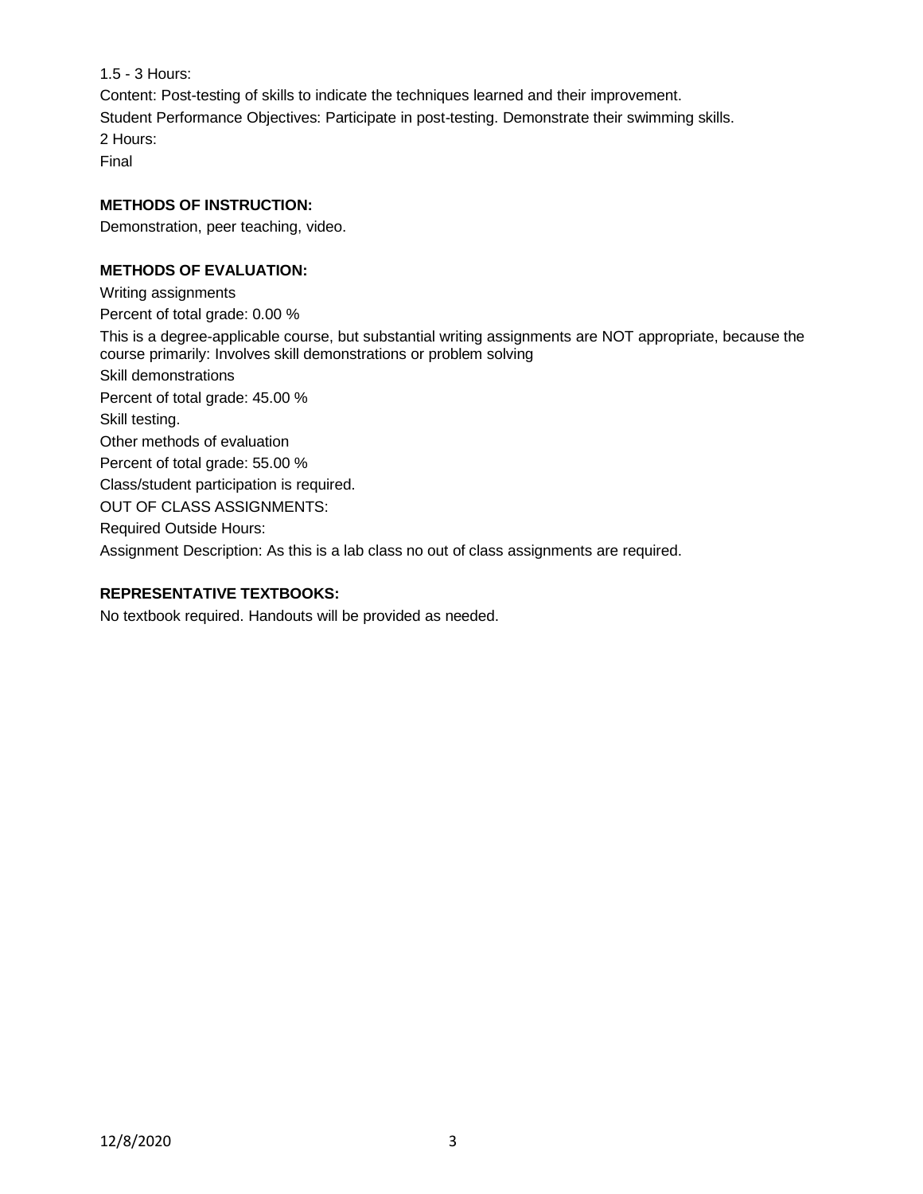1.5 - 3 Hours:

Content: Post-testing of skills to indicate the techniques learned and their improvement.

Student Performance Objectives: Participate in post-testing. Demonstrate their swimming skills.

2 Hours:

Final

**METHODS OF INSTRUCTION:**

Demonstration, peer teaching, video.

**METHODS OF EVALUATION:**

Writing assignments

Percent of total grade: 0.00 %

This is a degree-applicable course, but substantial writing assignments are NOT appropriate, because the course primarily: Involves skill demonstrations or problem solving

Skill demonstrations

Percent of total grade: 45.00 %

Skill testing.

Other methods of evaluation

Percent of total grade: 55.00 %

Class/student participation is required.

OUT OF CLASS ASSIGNMENTS:

Required Outside Hours:

Assignment Description: As this is a lab class no out of class assignments are required.

**REPRESENTATIVE TEXTBOOKS:**

No textbook required. Handouts will be provided as needed.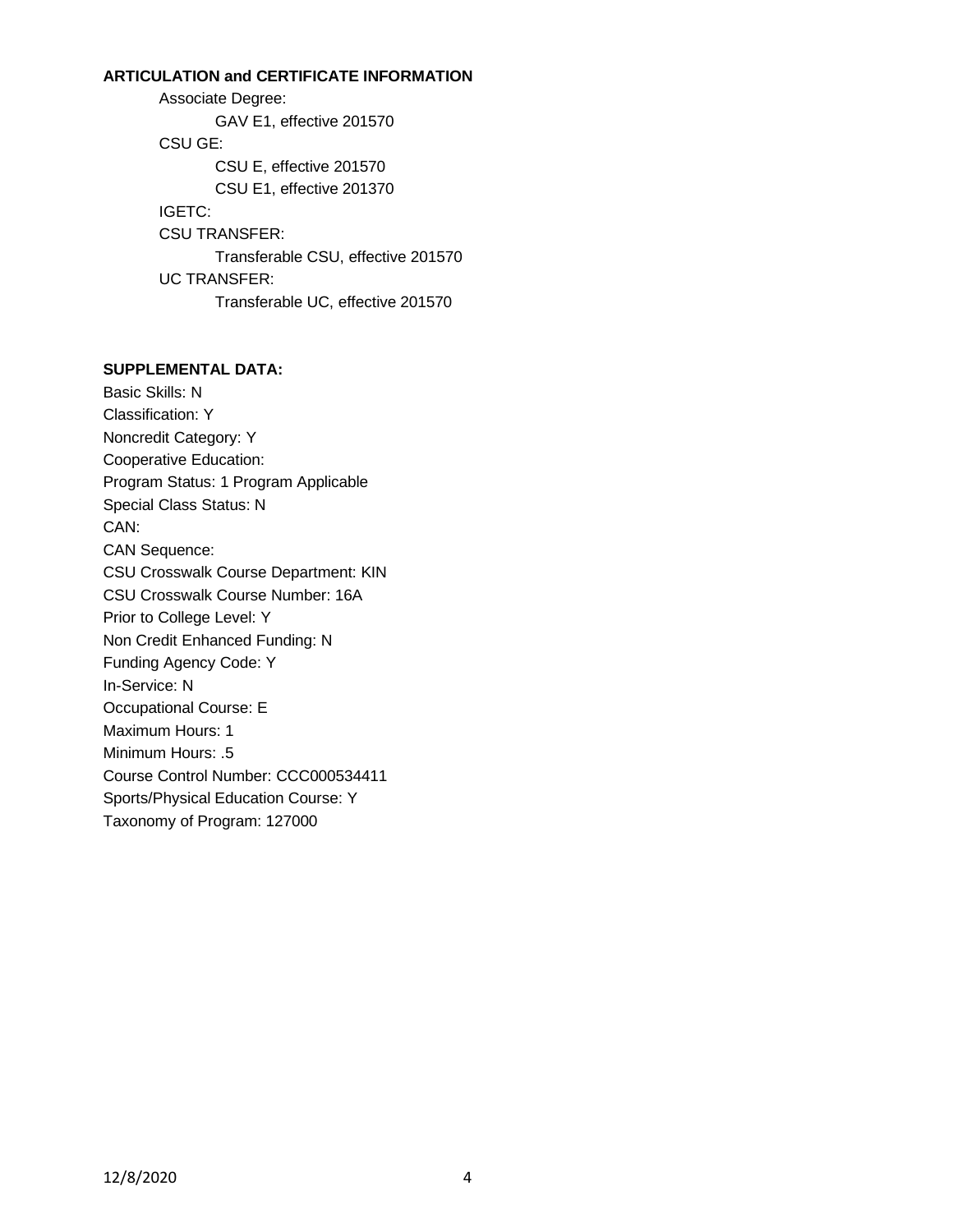**ARTICULATION and CERTIFICATE INFORMATION**

Associate Degree:

GAV E1, effective 201570

CSU GE:

CSU E, effective 201570

CSU E1, effective 201370

IGETC:

CSU TRANSFER:

Transferable CSU, effective 201570

UC TRANSFER:

Transferable UC, effective 201570

**SUPPLEMENTAL DATA:**

Basic Skills: N
Classification: Y
Noncredit Category: Y
Cooperative Education:
Program Status: 1 Program Applicable
Special Class Status: N
CAN:
CAN Sequence:
CSU Crosswalk Course Department: KIN
CSU Crosswalk Course Number: 16A
Prior to College Level: Y
Non Credit Enhanced Funding: N
Funding Agency Code: Y
In-Service: N
Occupational Course: E
Maximum Hours: 1
Minimum Hours: .5
Course Control Number: CCC000534411
Sports/Physical Education Course: Y
Taxonomy of Program: 127000